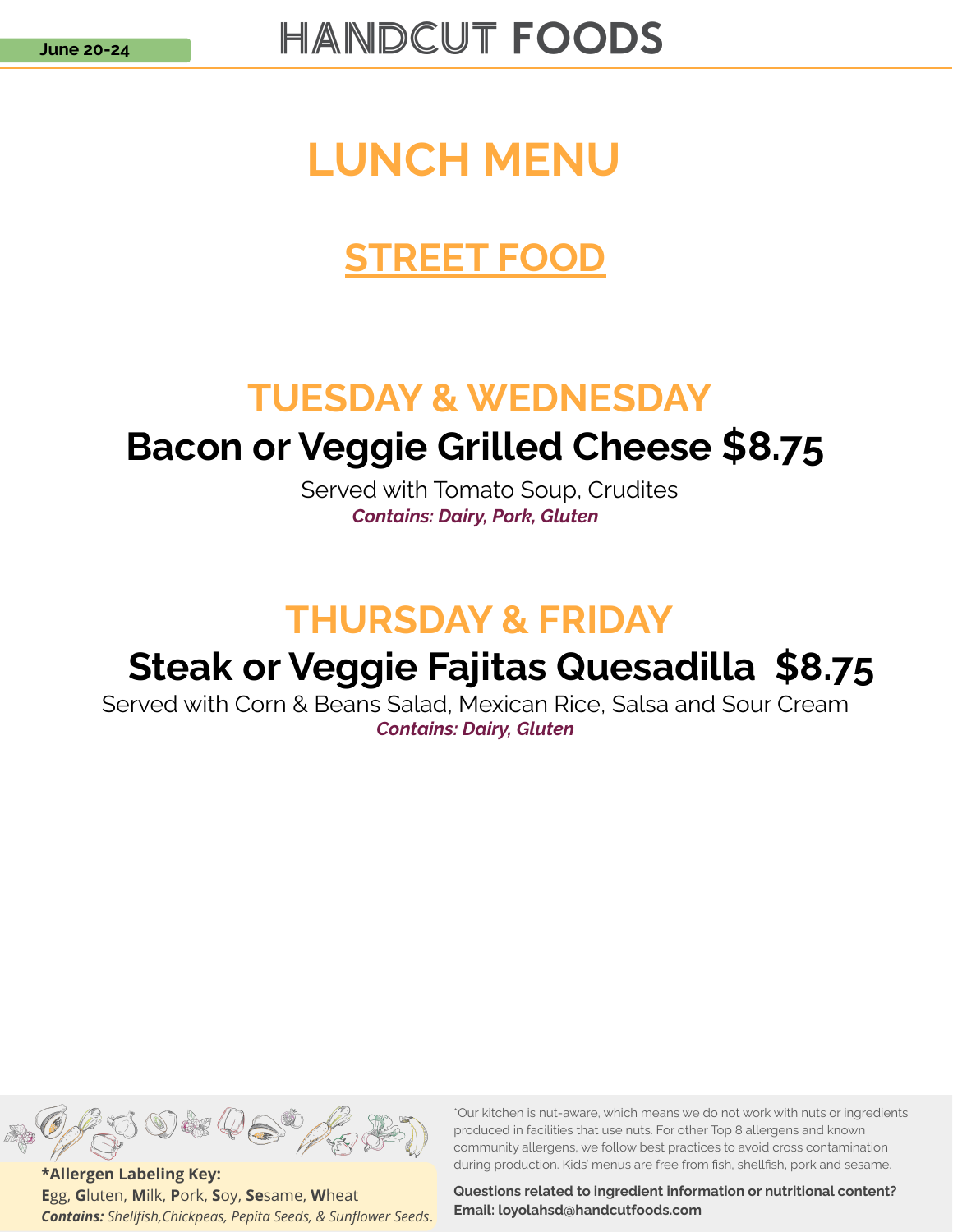June 20-24

# HANDCUT FOODS

# LUNCH MENU

## STREET FOOD

## TUESDAY & WEDNESDAY

### Bacon or Veggie Grilled Cheese $8.75

Served with Tomato Soup, Crudites

***Contains: Dairy, Pork, Gluten***

## THURSDAY & FRIDAY

### Steak or Veggie Fajitas Quesadilla $8.75

Served with Corn & Beans Salad, Mexican Rice, Salsa and Sour Cream

***Contains: Dairy, Gluten***

**\*Allergen Labeling Key:**
**E**gg, **G**luten, **M**ilk, **P**ork, **S**oy, **Se**same, **W**heat
***Contains:*** *Shellfish,Chickpeas, Pepita Seeds, & Sunflower Seeds*.

*Our kitchen is nut-aware, which means we do not work with nuts or ingredients produced in facilities that use nuts. For other Top 8 allergens and known community allergens, we follow best practices to avoid cross contamination during production. Kids' menus are free from fish, shellfish, pork and sesame.

**Questions related to ingredient information or nutritional content? Email: loyolahsd@handcutfoods.com**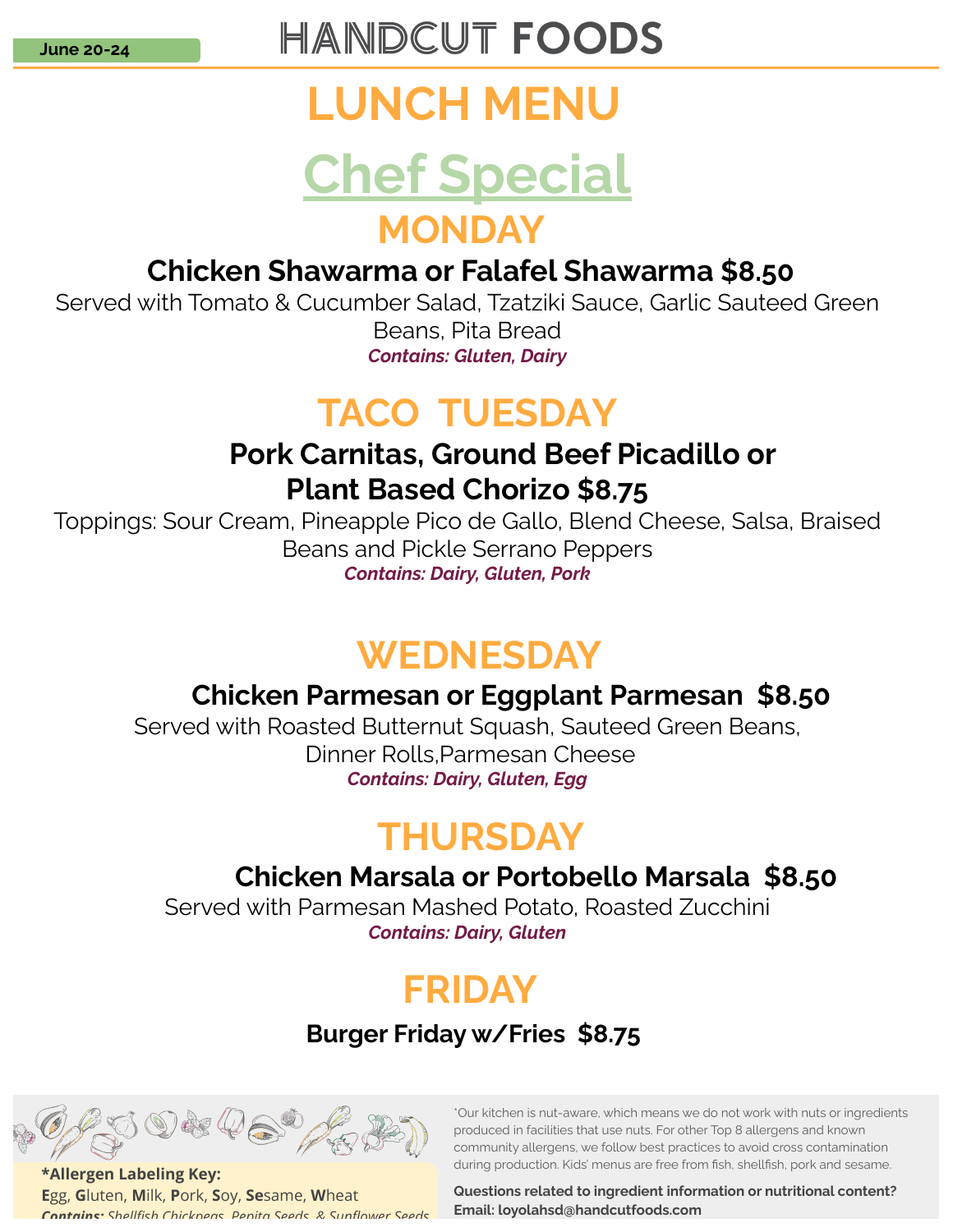June 20-24

# HANDCUT FOODS

# LUNCH MENU

## Chef Special

## MONDAY

### Chicken Shawarma or Falafel Shawarma $8.50

Served with Tomato & Cucumber Salad, Tzatziki Sauce, Garlic Sauteed Green Beans, Pita Bread

***Contains: Gluten, Dairy***

## TACO TUESDAY

### Pork Carnitas, Ground Beef Picadillo or Plant Based Chorizo $8.75

Toppings: Sour Cream, Pineapple Pico de Gallo, Blend Cheese, Salsa, Braised Beans and Pickle Serrano Peppers

***Contains: Dairy, Gluten, Pork***

## WEDNESDAY

### Chicken Parmesan or Eggplant Parmesan $8.50

Served with Roasted Butternut Squash, Sauteed Green Beans, Dinner Rolls,Parmesan Cheese

***Contains: Dairy, Gluten, Egg***

## THURSDAY

### Chicken Marsala or Portobello Marsala $8.50

Served with Parmesan Mashed Potato, Roasted Zucchini

***Contains: Dairy, Gluten***

## FRIDAY

### Burger Friday w/Fries $8.75

**\*Allergen Labeling Key:**
**E**gg, **G**luten, **M**ilk, **P**ork, **S**oy, **Se**same, **W**heat
***Contains:*** *Shellfish Chickpeas, Pepita Seeds, & Sunflower Seeds*

*Our kitchen is nut-aware, which means we do not work with nuts or ingredients produced in facilities that use nuts. For other Top 8 allergens and known community allergens, we follow best practices to avoid cross contamination during production. Kids' menus are free from fish, shellfish, pork and sesame.

**Questions related to ingredient information or nutritional content?**
**Email: loyolahsd@handcutfoods.com**